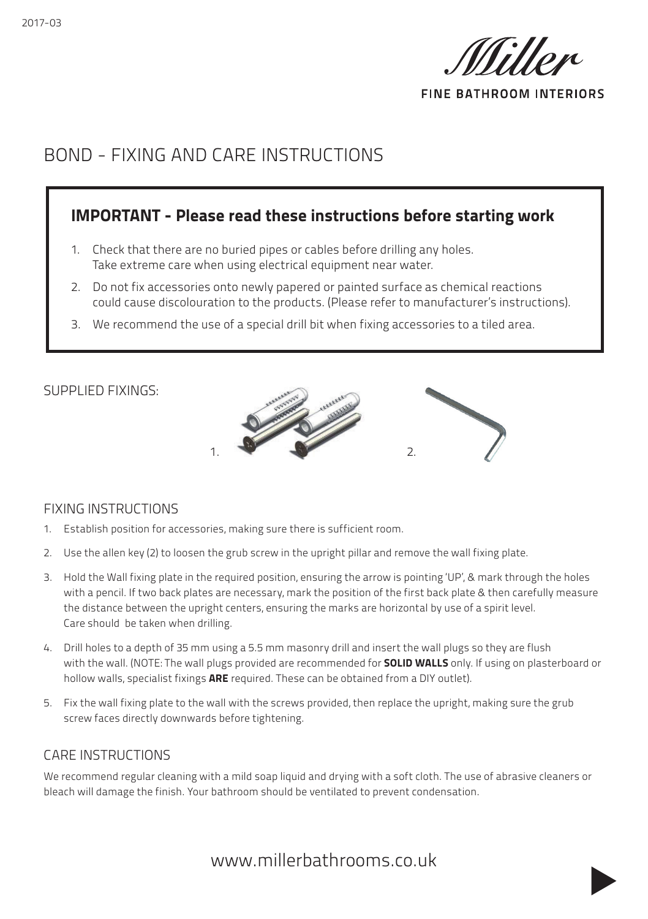2017-03

Miller

FINE BATHROOM INTERIORS

# BOND - FIXING AND CARE INSTRUCTIONS

## IMPORTANT - Please read these instructions before starting work

1. Check that there are no buried pipes or cables before drilling any holes. Take extreme care when using electrical equipment near water.
2. Do not fix accessories onto newly papered or painted surface as chemical reactions could cause discolouration to the products. (Please refer to manufacturer's instructions).
3. We recommend the use of a special drill bit when fixing accessories to a tiled area.

## SUPPLIED FIXINGS:

1.

2.

## FIXING INSTRUCTIONS

1. Establish position for accessories, making sure there is sufficient room.
2. Use the allen key (2) to loosen the grub screw in the upright pillar and remove the wall fixing plate.
3. Hold the Wall fixing plate in the required position, ensuring the arrow is pointing 'UP', & mark through the holes with a pencil. If two back plates are necessary, mark the position of the first back plate & then carefully measure the distance between the upright centers, ensuring the marks are horizontal by use of a spirit level. Care should be taken when drilling.
4. Drill holes to a depth of 35 mm using a 5.5 mm masonry drill and insert the wall plugs so they are flush with the wall. (NOTE: The wall plugs provided are recommended for **SOLID WALLS** only. If using on plasterboard or hollow walls, specialist fixings **ARE** required. These can be obtained from a DIY outlet).
5. Fix the wall fixing plate to the wall with the screws provided, then replace the upright, making sure the grub screw faces directly downwards before tightening.

## CARE INSTRUCTIONS

We recommend regular cleaning with a mild soap liquid and drying with a soft cloth. The use of abrasive cleaners or bleach will damage the finish. Your bathroom should be ventilated to prevent condensation.

www.millerbathrooms.co.uk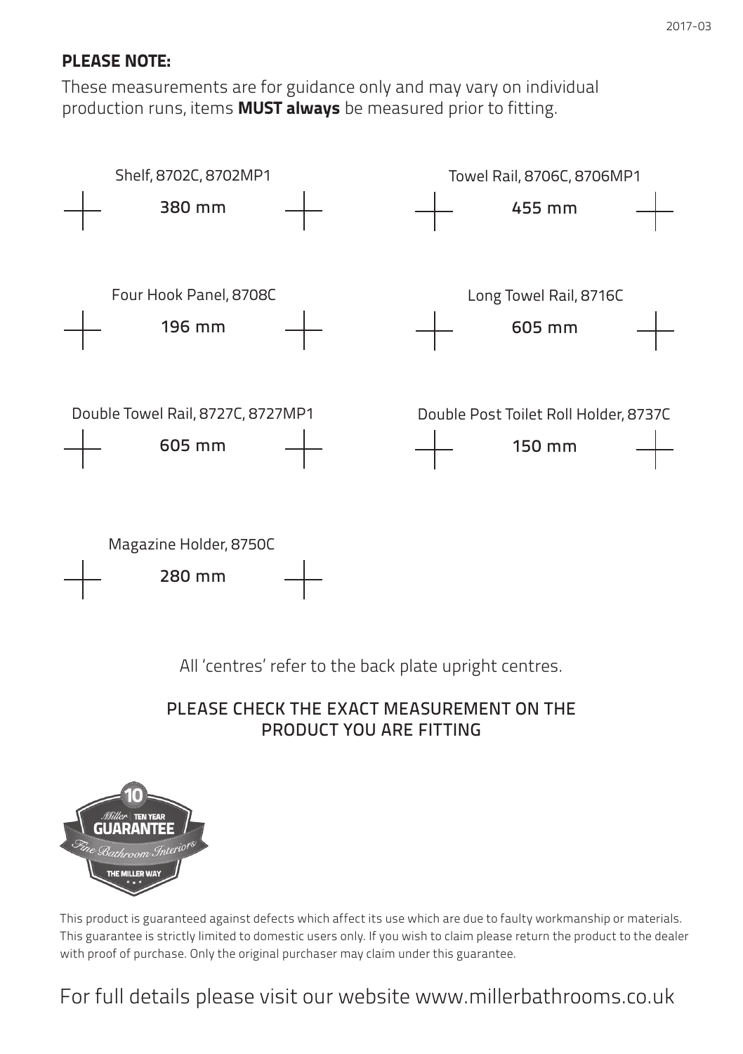**PLEASE NOTE:**

These measurements are for guidance only and may vary on individual production runs, items **MUST always** be measured prior to fitting.

Shelf, 8702C, 8702MP1

380 mm

Towel Rail, 8706C, 8706MP1

455 mm

Four Hook Panel, 8708C

196 mm

Long Towel Rail, 8716C

605 mm

Double Towel Rail, 8727C, 8727MP1

605 mm

Double Post Toilet Roll Holder, 8737C

150 mm

Magazine Holder, 8750C

280 mm

All 'centres' refer to the back plate upright centres.

PLEASE CHECK THE EXACT MEASUREMENT ON THE PRODUCT YOU ARE FITTING

This product is guaranteed against defects which affect its use which are due to faulty workmanship or materials. This guarantee is strictly limited to domestic users only. If you wish to claim please return the product to the dealer with proof of purchase. Only the original purchaser may claim under this guarantee.

For full details please visit our website www.millerbathrooms.co.uk